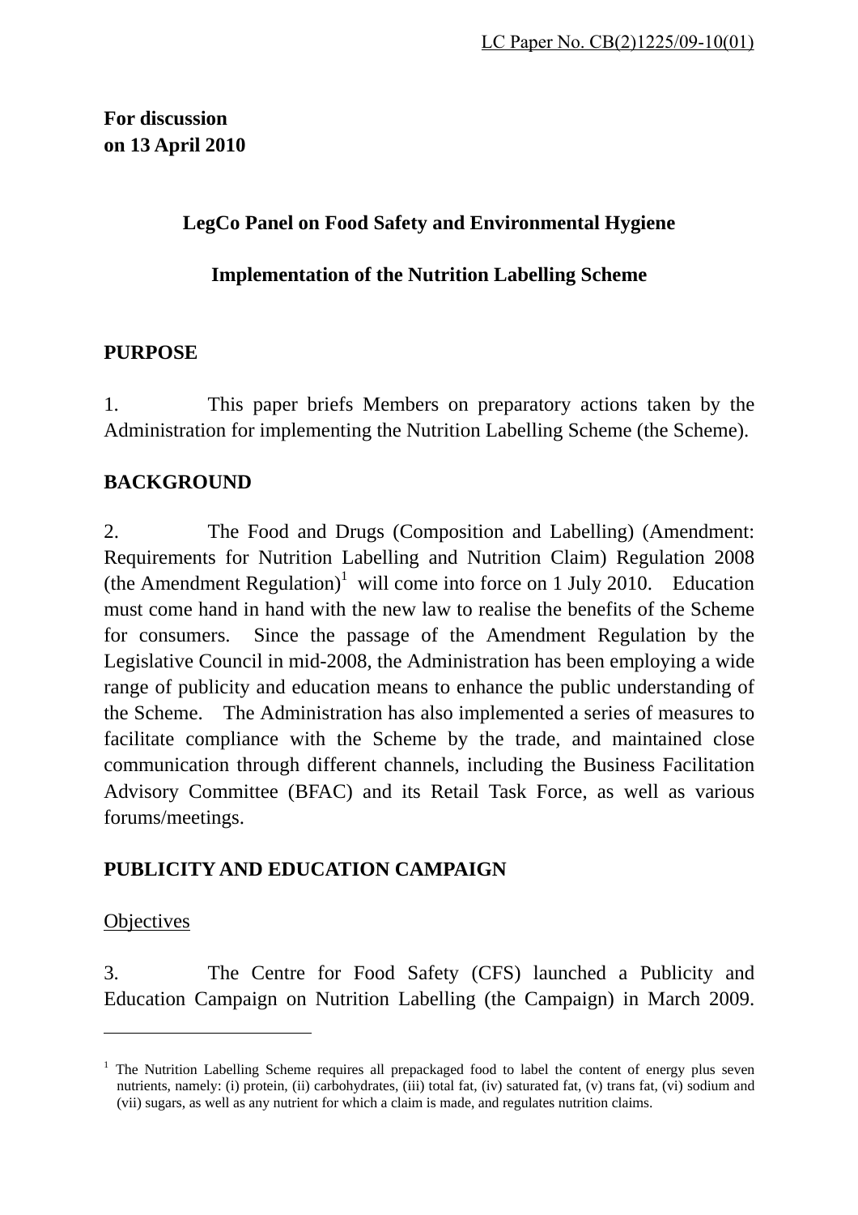LC Paper No. CB(2)1225/09-10(01)

**For discussion on 13 April 2010**

**LegCo Panel on Food Safety and Environmental Hygiene**

**Implementation of the Nutrition Labelling Scheme**

## PURPOSE

1. This paper briefs Members on preparatory actions taken by the Administration for implementing the Nutrition Labelling Scheme (the Scheme).

## BACKGROUND

2. The Food and Drugs (Composition and Labelling) (Amendment: Requirements for Nutrition Labelling and Nutrition Claim) Regulation 2008 (the Amendment Regulation)[1] will come into force on 1 July 2010. Education must come hand in hand with the new law to realise the benefits of the Scheme for consumers. Since the passage of the Amendment Regulation by the Legislative Council in mid-2008, the Administration has been employing a wide range of publicity and education means to enhance the public understanding of the Scheme. The Administration has also implemented a series of measures to facilitate compliance with the Scheme by the trade, and maintained close communication through different channels, including the Business Facilitation Advisory Committee (BFAC) and its Retail Task Force, as well as various forums/meetings.

## PUBLICITY AND EDUCATION CAMPAIGN

Objectives

3. The Centre for Food Safety (CFS) launched a Publicity and Education Campaign on Nutrition Labelling (the Campaign) in March 2009.

---

[1] The Nutrition Labelling Scheme requires all prepackaged food to label the content of energy plus seven nutrients, namely: (i) protein, (ii) carbohydrates, (iii) total fat, (iv) saturated fat, (v) trans fat, (vi) sodium and (vii) sugars, as well as any nutrient for which a claim is made, and regulates nutrition claims.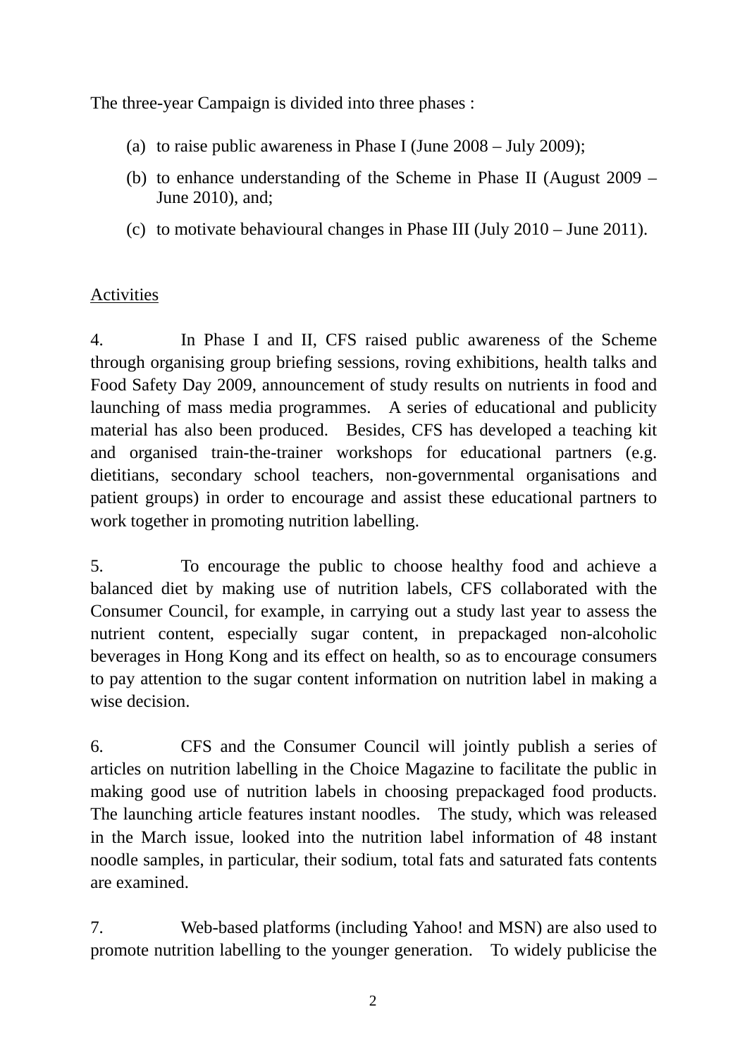The three-year Campaign is divided into three phases :

(a) to raise public awareness in Phase I (June 2008 – July 2009);

(b) to enhance understanding of the Scheme in Phase II (August 2009 – June 2010), and;

(c) to motivate behavioural changes in Phase III (July 2010 – June 2011).

<u>Activities</u>

4. In Phase I and II, CFS raised public awareness of the Scheme through organising group briefing sessions, roving exhibitions, health talks and Food Safety Day 2009, announcement of study results on nutrients in food and launching of mass media programmes. A series of educational and publicity material has also been produced. Besides, CFS has developed a teaching kit and organised train-the-trainer workshops for educational partners (e.g. dietitians, secondary school teachers, non-governmental organisations and patient groups) in order to encourage and assist these educational partners to work together in promoting nutrition labelling.

5. To encourage the public to choose healthy food and achieve a balanced diet by making use of nutrition labels, CFS collaborated with the Consumer Council, for example, in carrying out a study last year to assess the nutrient content, especially sugar content, in prepackaged non-alcoholic beverages in Hong Kong and its effect on health, so as to encourage consumers to pay attention to the sugar content information on nutrition label in making a wise decision.

6. CFS and the Consumer Council will jointly publish a series of articles on nutrition labelling in the Choice Magazine to facilitate the public in making good use of nutrition labels in choosing prepackaged food products. The launching article features instant noodles. The study, which was released in the March issue, looked into the nutrition label information of 48 instant noodle samples, in particular, their sodium, total fats and saturated fats contents are examined.

7. Web-based platforms (including Yahoo! and MSN) are also used to promote nutrition labelling to the younger generation. To widely publicise the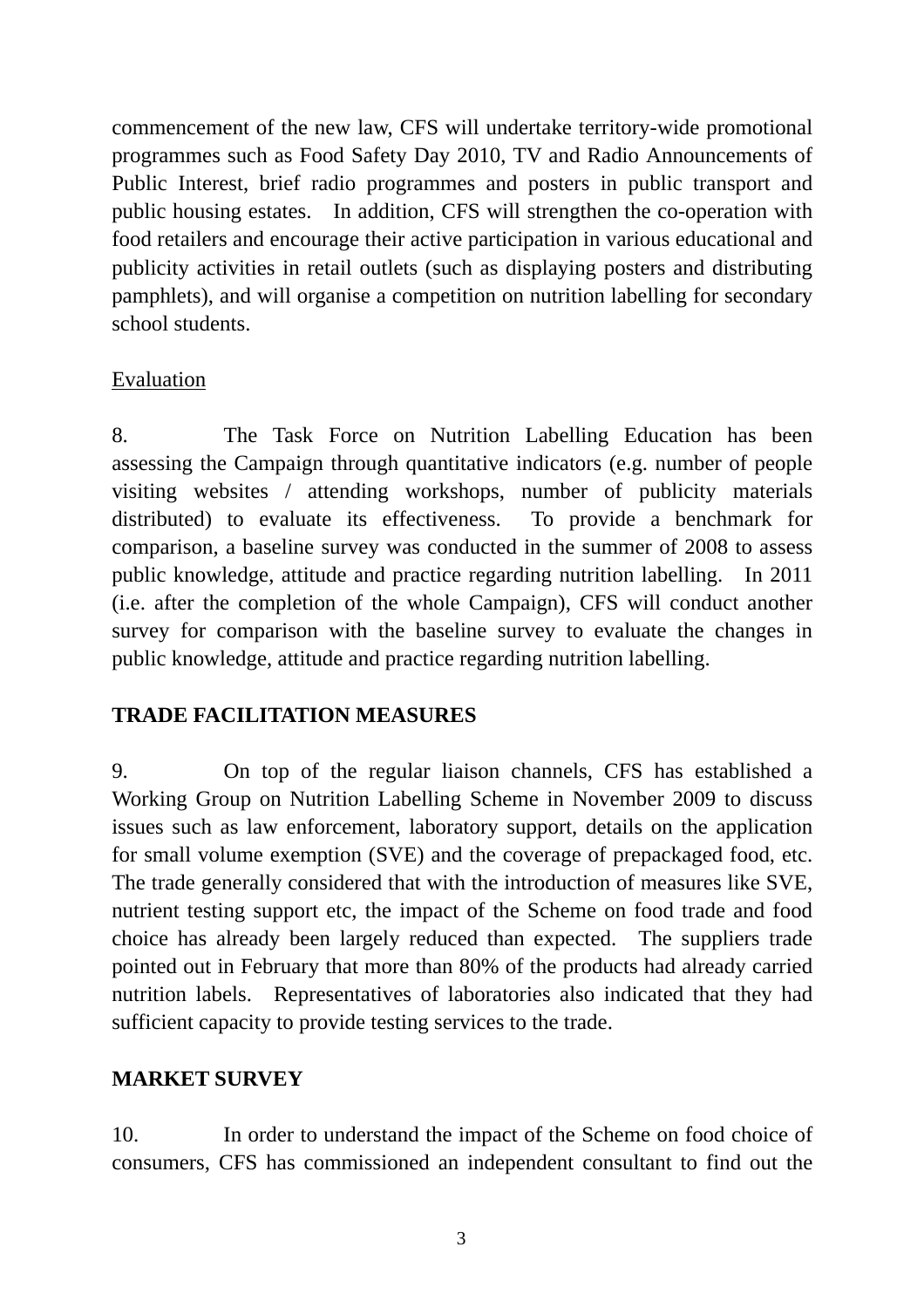commencement of the new law, CFS will undertake territory-wide promotional programmes such as Food Safety Day 2010, TV and Radio Announcements of Public Interest, brief radio programmes and posters in public transport and public housing estates. In addition, CFS will strengthen the co-operation with food retailers and encourage their active participation in various educational and publicity activities in retail outlets (such as displaying posters and distributing pamphlets), and will organise a competition on nutrition labelling for secondary school students.

<u>Evaluation</u>

8. The Task Force on Nutrition Labelling Education has been assessing the Campaign through quantitative indicators (e.g. number of people visiting websites / attending workshops, number of publicity materials distributed) to evaluate its effectiveness. To provide a benchmark for comparison, a baseline survey was conducted in the summer of 2008 to assess public knowledge, attitude and practice regarding nutrition labelling. In 2011 (i.e. after the completion of the whole Campaign), CFS will conduct another survey for comparison with the baseline survey to evaluate the changes in public knowledge, attitude and practice regarding nutrition labelling.

**TRADE FACILITATION MEASURES**

9. On top of the regular liaison channels, CFS has established a Working Group on Nutrition Labelling Scheme in November 2009 to discuss issues such as law enforcement, laboratory support, details on the application for small volume exemption (SVE) and the coverage of prepackaged food, etc. The trade generally considered that with the introduction of measures like SVE, nutrient testing support etc, the impact of the Scheme on food trade and food choice has already been largely reduced than expected. The suppliers trade pointed out in February that more than 80% of the products had already carried nutrition labels. Representatives of laboratories also indicated that they had sufficient capacity to provide testing services to the trade.

**MARKET SURVEY**

10. In order to understand the impact of the Scheme on food choice of consumers, CFS has commissioned an independent consultant to find out the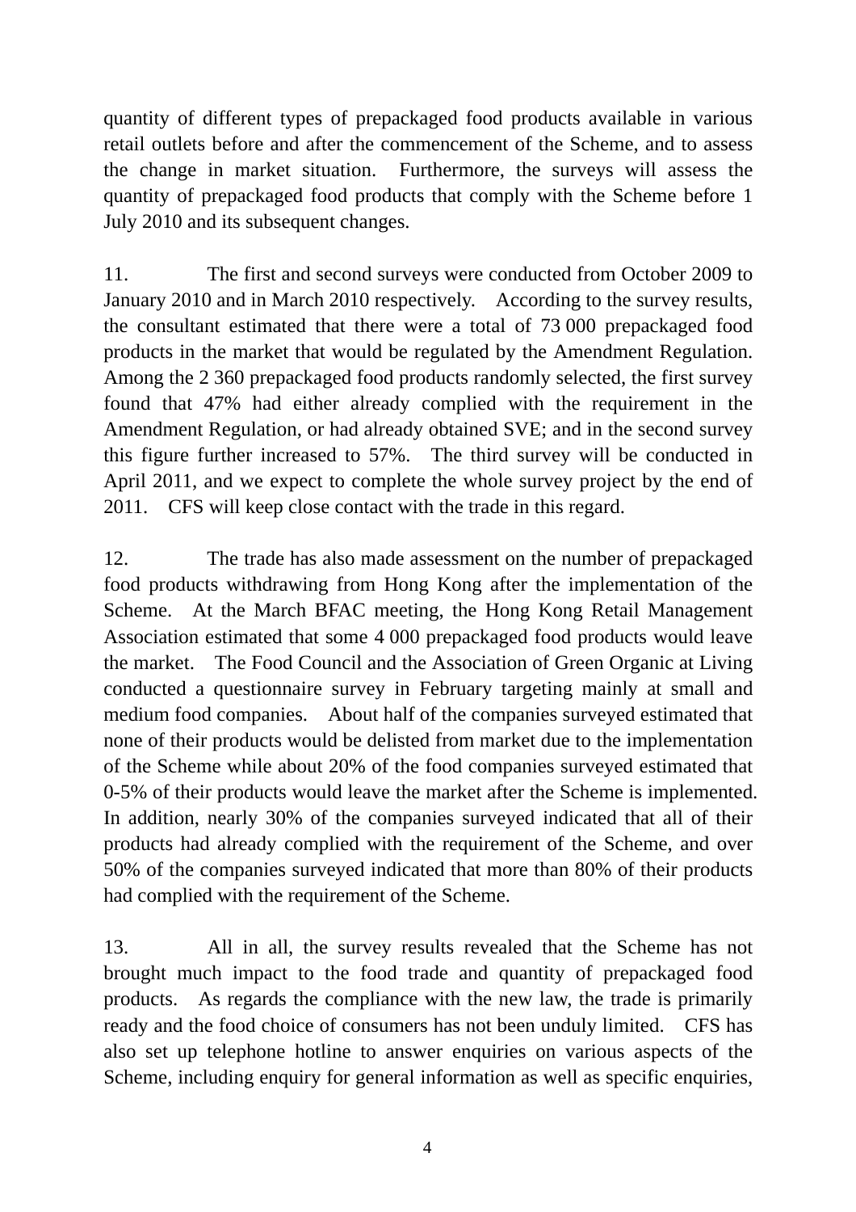quantity of different types of prepackaged food products available in various retail outlets before and after the commencement of the Scheme, and to assess the change in market situation. Furthermore, the surveys will assess the quantity of prepackaged food products that comply with the Scheme before 1 July 2010 and its subsequent changes.

11. The first and second surveys were conducted from October 2009 to January 2010 and in March 2010 respectively. According to the survey results, the consultant estimated that there were a total of 73 000 prepackaged food products in the market that would be regulated by the Amendment Regulation. Among the 2 360 prepackaged food products randomly selected, the first survey found that 47% had either already complied with the requirement in the Amendment Regulation, or had already obtained SVE; and in the second survey this figure further increased to 57%. The third survey will be conducted in April 2011, and we expect to complete the whole survey project by the end of 2011. CFS will keep close contact with the trade in this regard.

12. The trade has also made assessment on the number of prepackaged food products withdrawing from Hong Kong after the implementation of the Scheme. At the March BFAC meeting, the Hong Kong Retail Management Association estimated that some 4 000 prepackaged food products would leave the market. The Food Council and the Association of Green Organic at Living conducted a questionnaire survey in February targeting mainly at small and medium food companies. About half of the companies surveyed estimated that none of their products would be delisted from market due to the implementation of the Scheme while about 20% of the food companies surveyed estimated that 0-5% of their products would leave the market after the Scheme is implemented. In addition, nearly 30% of the companies surveyed indicated that all of their products had already complied with the requirement of the Scheme, and over 50% of the companies surveyed indicated that more than 80% of their products had complied with the requirement of the Scheme.

13. All in all, the survey results revealed that the Scheme has not brought much impact to the food trade and quantity of prepackaged food products. As regards the compliance with the new law, the trade is primarily ready and the food choice of consumers has not been unduly limited. CFS has also set up telephone hotline to answer enquiries on various aspects of the Scheme, including enquiry for general information as well as specific enquiries,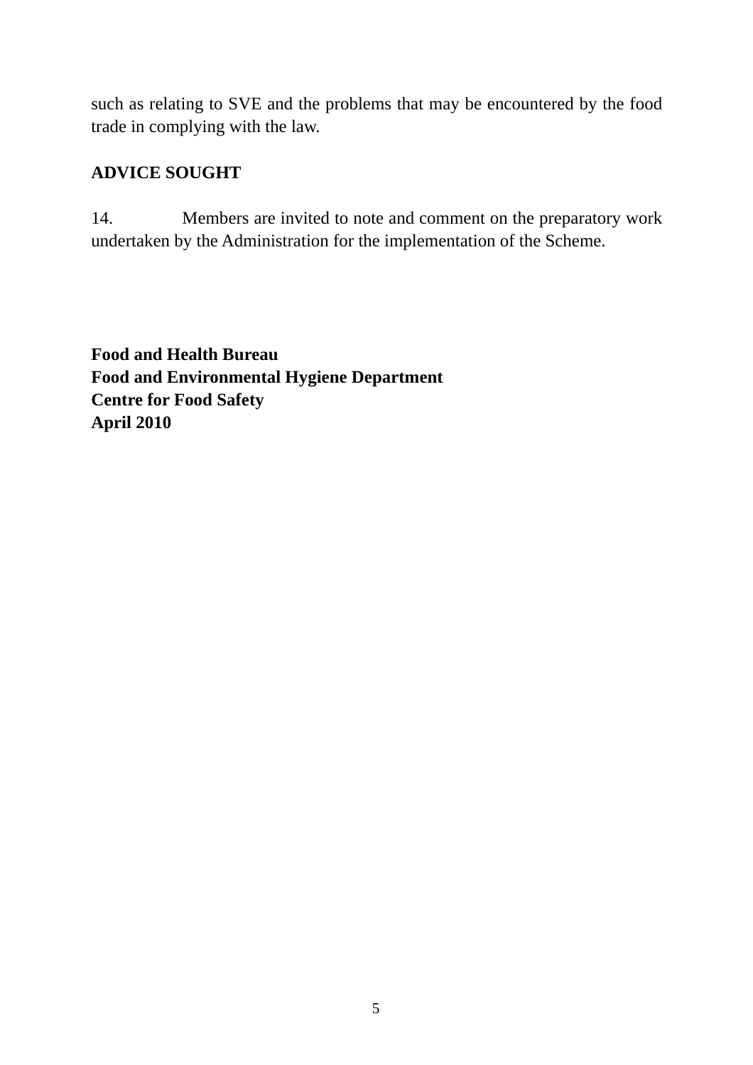such as relating to SVE and the problems that may be encountered by the food trade in complying with the law.

## ADVICE SOUGHT

14. Members are invited to note and comment on the preparatory work undertaken by the Administration for the implementation of the Scheme.

**Food and Health Bureau**
**Food and Environmental Hygiene Department**
**Centre for Food Safety**
**April 2010**